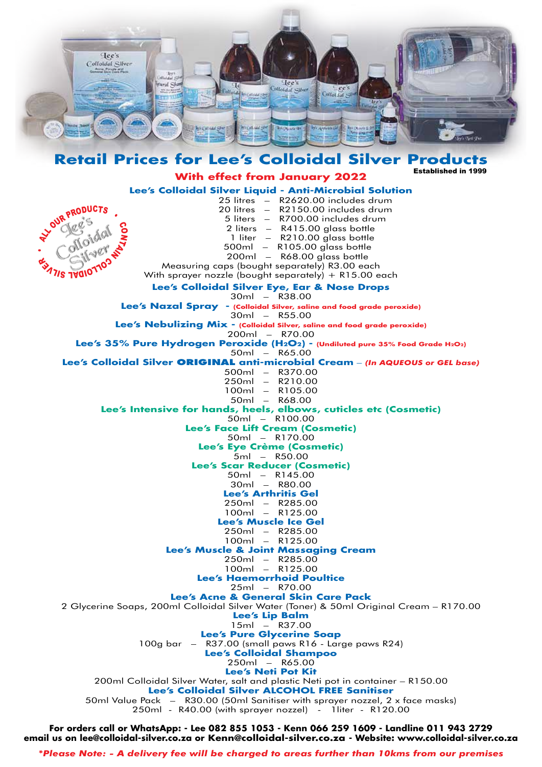# Retail Prices for Lee's Colloidal Silver Products

**Established in 1999**

## With effect from January 2022

ALL OUR PRODUCTS CONTAIN COLLOIDAL SILVER • Lee's Colloidal Silver

### Lee's Colloidal Silver Liquid - Anti-Microbial Solution

25 litres – R2620.00 includes drum
20 litres – R2150.00 includes drum
5 liters – R700.00 includes drum
2 liters – R415.00 glass bottle
1 liter – R210.00 glass bottle
500ml – R105.00 glass bottle
200ml – R68.00 glass bottle
Measuring caps (bought separately) R3.00 each
With sprayer nozzle (bought separately) + R15.00 each

### Lee's Colloidal Silver Eye, Ear & Nose Drops

30ml – R38.00

### Lee's Nazal Spray - (Colloidal Silver, saline and food grade peroxide)

30ml – R55.00

### Lee's Nebulizing Mix - (Colloidal Silver, saline and food grade peroxide)

200ml – R70.00

### Lee's 35% Pure Hydrogen Peroxide ($H_2O_2$) - (Undiluted pure 35% Food Grade $H_2O_2$)

50ml – R65.00

### Lee's Colloidal Silver ORIGINAL anti-microbial Cream – *(In AQUEOUS or GEL base)*

500ml – R370.00
250ml – R210.00
100ml – R105.00
50ml – R68.00

### Lee's Intensive for hands, heels, elbows, cuticles etc (Cosmetic)

50ml – R100.00

### Lee's Face Lift Cream (Cosmetic)

50ml – R170.00

### Lee's Eye Crème (Cosmetic)

5ml – R50.00

### Lee's Scar Reducer (Cosmetic)

50ml – R145.00
30ml – R80.00

### Lee's Arthritis Gel

250ml – R285.00
100ml – R125.00

### Lee's Muscle Ice Gel

250ml – R285.00
100ml – R125.00

### Lee's Muscle & Joint Massaging Cream

250ml – R285.00
100ml – R125.00

### Lee's Haemorrhoid Poultice

25ml – R70.00

### Lee's Acne & General Skin Care Pack

2 Glycerine Soaps, 200ml Colloidal Silver Water (Toner) & 50ml Original Cream – R170.00

### Lee's Lip Balm

15ml – R37.00

### Lee's Pure Glycerine Soap

100g bar – R37.00 (small paws R16 - Large paws R24)

### Lee's Colloidal Shampoo

250ml – R65.00

### Lee's Neti Pot Kit

200ml Colloidal Silver Water, salt and plastic Neti pot in container – R150.00

### Lee's Colloidal Silver ALCOHOL FREE Sanitiser

50ml Value Pack – R30.00 (50ml Sanitiser with sprayer nozzel, 2 x face masks)
250ml - R40.00 (with sprayer nozzel) - 1liter - R120.00

**For orders call or WhatsApp: - Lee 082 855 1053 - Kenn 066 259 1609 - Landline 011 943 2729**
**email us on lee@colloidal-silver.co.za or Kenn@colloidal-silver.co.za - Website: www.colloidal-silver.co.za**

***Please Note: - A delivery fee will be charged to areas further than 10kms from our premises***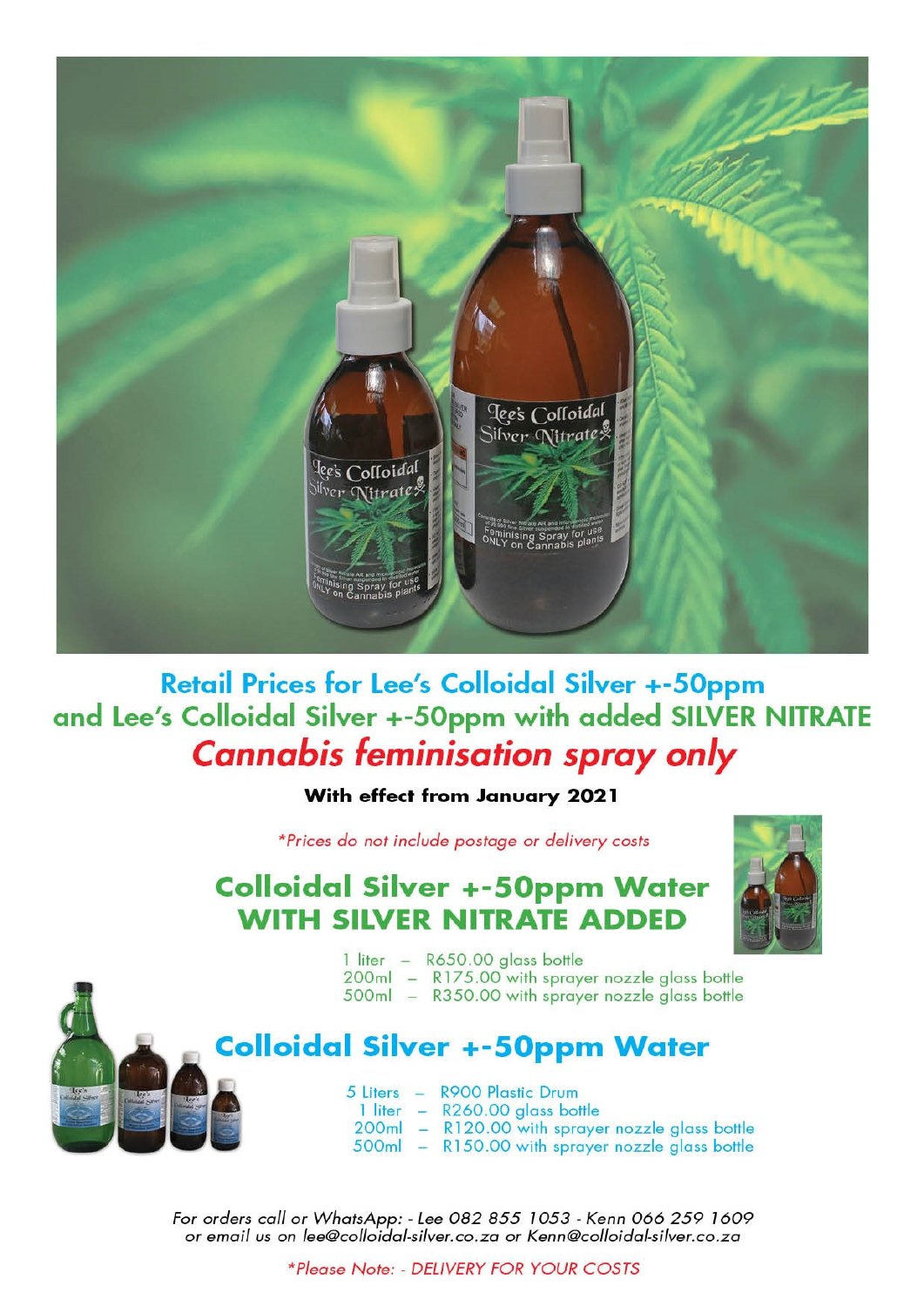# Retail Prices for Lee's Colloidal Silver +-50ppm and Lee's Colloidal Silver +-50ppm with added SILVER NITRATE

## *Cannabis feminisation spray only*

**With effect from January 2021**

**Prices do not include postage or delivery costs*

## Colloidal Silver +-50ppm Water WITH SILVER NITRATE ADDED

- 1 liter – R650.00 glass bottle
- 200ml – R175.00 with sprayer nozzle glass bottle
- 500ml – R350.00 with sprayer nozzle glass bottle

## Colloidal Silver +-50ppm Water

- 5 Liters – R900 Plastic Drum
- 1 liter – R260.00 glass bottle
- 200ml – R120.00 with sprayer nozzle glass bottle
- 500ml – R150.00 with sprayer nozzle glass bottle

*For orders call or WhatsApp: - Lee 082 855 1053 - Kenn 066 259 1609 or email us on lee@colloidal-silver.co.za or Kenn@colloidal-silver.co.za*

**Please Note: - DELIVERY FOR YOUR COSTS*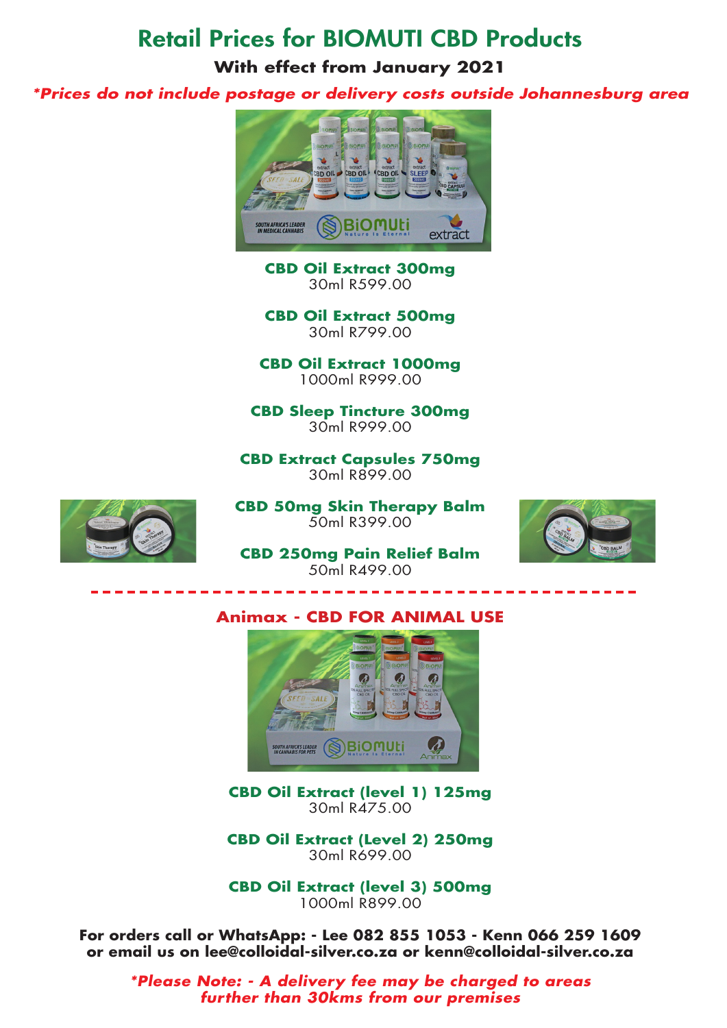# Retail Prices for BIOMUTI CBD Products

**With effect from January 2021**

***Prices do not include postage or delivery costs outside Johannesburg area***

**CBD Oil Extract 300mg**
30ml R599.00

**CBD Oil Extract 500mg**
30ml R799.00

**CBD Oil Extract 1000mg**
1000ml R999.00

**CBD Sleep Tincture 300mg**
30ml R999.00

**CBD Extract Capsules 750mg**
30ml R899.00

**CBD 50mg Skin Therapy Balm**
50ml R399.00

**CBD 250mg Pain Relief Balm**
50ml R499.00

---

## Animax - CBD FOR ANIMAL USE

**CBD Oil Extract (level 1) 125mg**
30ml R475.00

**CBD Oil Extract (Level 2) 250mg**
30ml R699.00

**CBD Oil Extract (level 3) 500mg**
1000ml R899.00

**For orders call or WhatsApp: - Lee 082 855 1053 - Kenn 066 259 1609**
**or email us on lee@colloidal-silver.co.za or kenn@colloidal-silver.co.za**

***Please Note: - A delivery fee may be charged to areas further than 30kms from our premises***